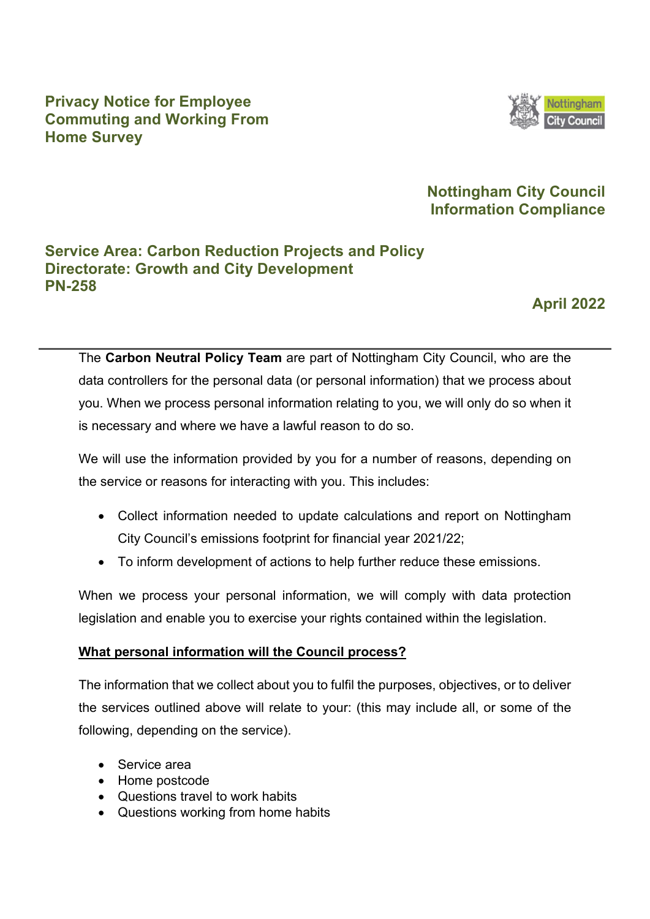# Privacy Notice for Employee Commuting and Working From Home Survey

**Nottingham City Council**
**Information Compliance**

**Service Area: Carbon Reduction Projects and Policy**
**Directorate: Growth and City Development**
**PN-258**

**April 2022**

---

The **Carbon Neutral Policy Team** are part of Nottingham City Council, who are the data controllers for the personal data (or personal information) that we process about you. When we process personal information relating to you, we will only do so when it is necessary and where we have a lawful reason to do so.

We will use the information provided by you for a number of reasons, depending on the service or reasons for interacting with you. This includes:

- Collect information needed to update calculations and report on Nottingham City Council's emissions footprint for financial year 2021/22;
- To inform development of actions to help further reduce these emissions.

When we process your personal information, we will comply with data protection legislation and enable you to exercise your rights contained within the legislation.

## What personal information will the Council process?

The information that we collect about you to fulfil the purposes, objectives, or to deliver the services outlined above will relate to your: (this may include all, or some of the following, depending on the service).

- Service area
- Home postcode
- Questions travel to work habits
- Questions working from home habits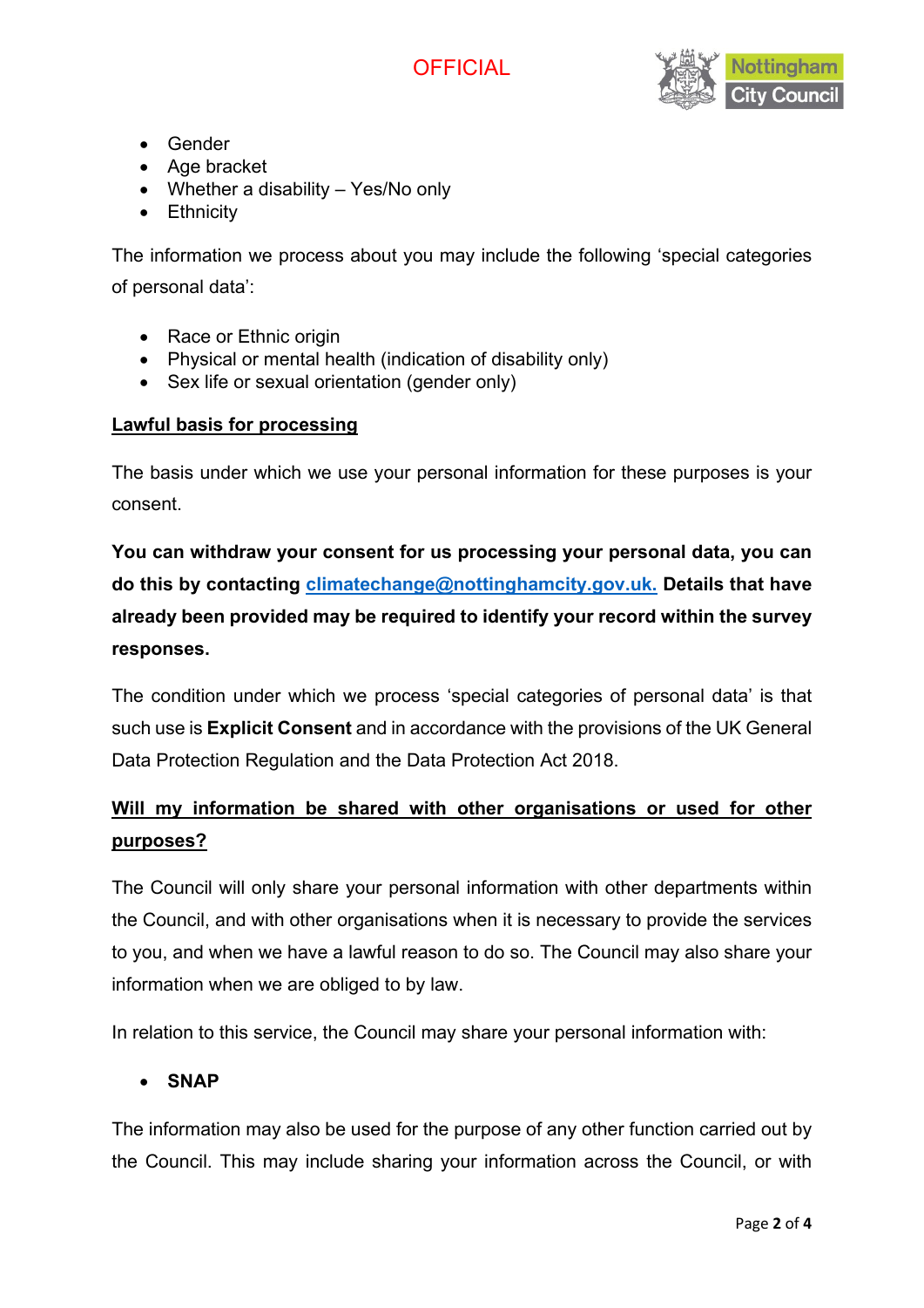- Gender
- Age bracket
- Whether a disability – Yes/No only
- Ethnicity

The information we process about you may include the following 'special categories of personal data':

- Race or Ethnic origin
- Physical or mental health (indication of disability only)
- Sex life or sexual orientation (gender only)

**Lawful basis for processing**

The basis under which we use your personal information for these purposes is your consent.

**You can withdraw your consent for us processing your personal data, you can do this by contacting [climatechange@nottinghamcity.gov.uk.](mailto:climatechange@nottinghamcity.gov.uk) Details that have already been provided may be required to identify your record within the survey responses.**

The condition under which we process 'special categories of personal data' is that such use is **Explicit Consent** and in accordance with the provisions of the UK General Data Protection Regulation and the Data Protection Act 2018.

**Will my information be shared with other organisations or used for other purposes?**

The Council will only share your personal information with other departments within the Council, and with other organisations when it is necessary to provide the services to you, and when we have a lawful reason to do so. The Council may also share your information when we are obliged to by law.

In relation to this service, the Council may share your personal information with:

- **SNAP**

The information may also be used for the purpose of any other function carried out by the Council. This may include sharing your information across the Council, or with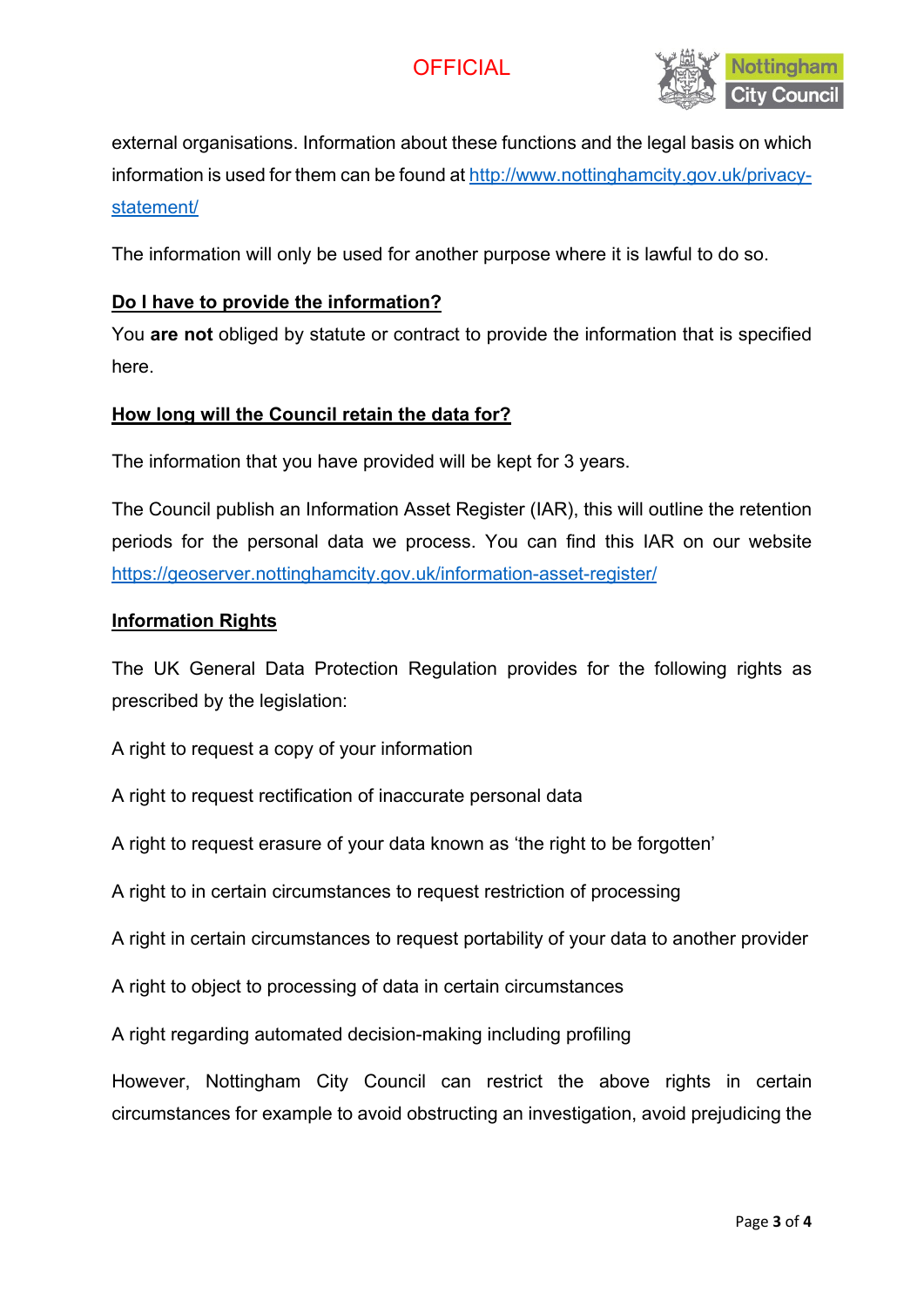external organisations. Information about these functions and the legal basis on which information is used for them can be found at [http://www.nottinghamcity.gov.uk/privacy-statement/](http://www.nottinghamcity.gov.uk/privacy-statement/)

The information will only be used for another purpose where it is lawful to do so.

**Do I have to provide the information?**

You **are not** obliged by statute or contract to provide the information that is specified here.

**How long will the Council retain the data for?**

The information that you have provided will be kept for 3 years.

The Council publish an Information Asset Register (IAR), this will outline the retention periods for the personal data we process. You can find this IAR on our website [https://geoserver.nottinghamcity.gov.uk/information-asset-register/](https://geoserver.nottinghamcity.gov.uk/information-asset-register/)

**Information Rights**

The UK General Data Protection Regulation provides for the following rights as prescribed by the legislation:

A right to request a copy of your information

A right to request rectification of inaccurate personal data

A right to request erasure of your data known as 'the right to be forgotten'

A right to in certain circumstances to request restriction of processing

A right in certain circumstances to request portability of your data to another provider

A right to object to processing of data in certain circumstances

A right regarding automated decision-making including profiling

However, Nottingham City Council can restrict the above rights in certain circumstances for example to avoid obstructing an investigation, avoid prejudicing the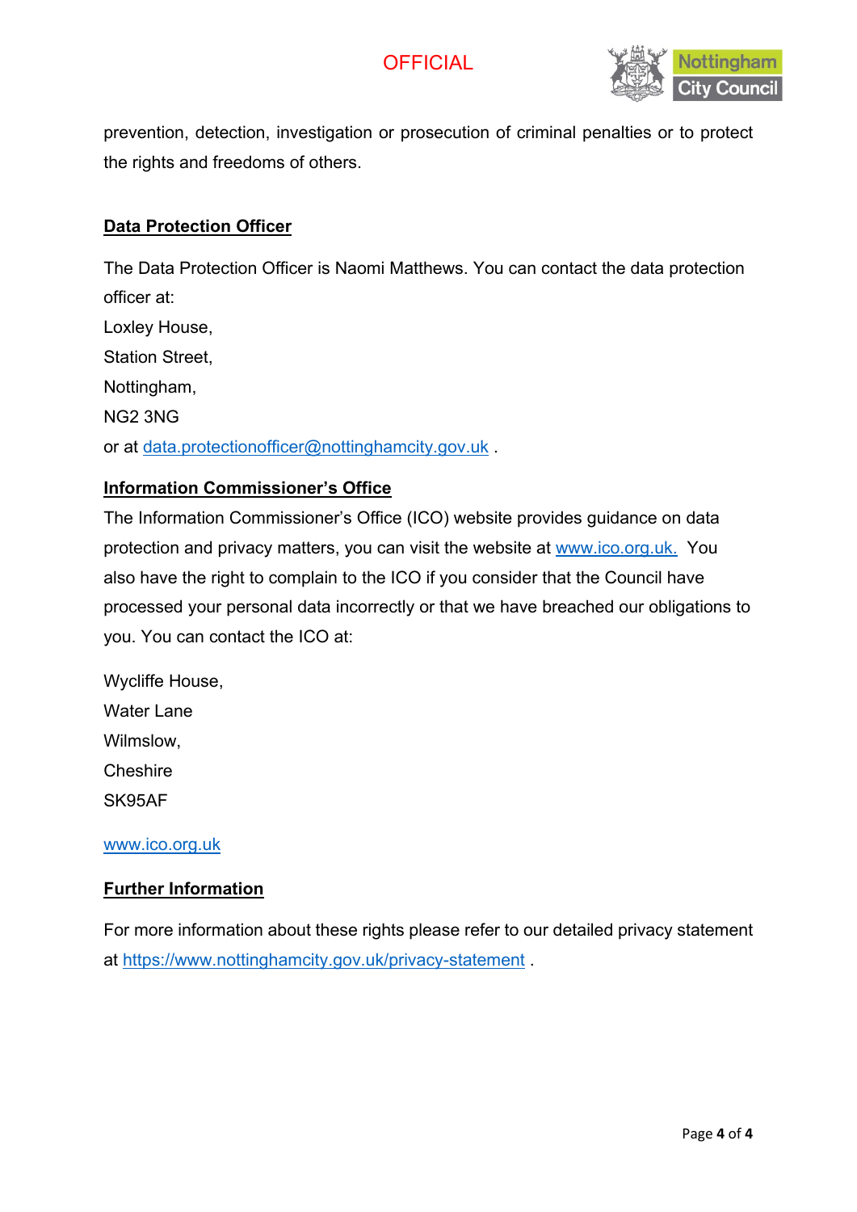prevention, detection, investigation or prosecution of criminal penalties or to protect the rights and freedoms of others.

## Data Protection Officer

The Data Protection Officer is Naomi Matthews. You can contact the data protection officer at:
Loxley House,
Station Street,
Nottingham,
NG2 3NG
or at data.protectionofficer@nottinghamcity.gov.uk .

## Information Commissioner's Office

The Information Commissioner's Office (ICO) website provides guidance on data protection and privacy matters, you can visit the website at www.ico.org.uk. You also have the right to complain to the ICO if you consider that the Council have processed your personal data incorrectly or that we have breached our obligations to you. You can contact the ICO at:

Wycliffe House,
Water Lane
Wilmslow,
Cheshire
SK95AF

www.ico.org.uk

## Further Information

For more information about these rights please refer to our detailed privacy statement at https://www.nottinghamcity.gov.uk/privacy-statement .